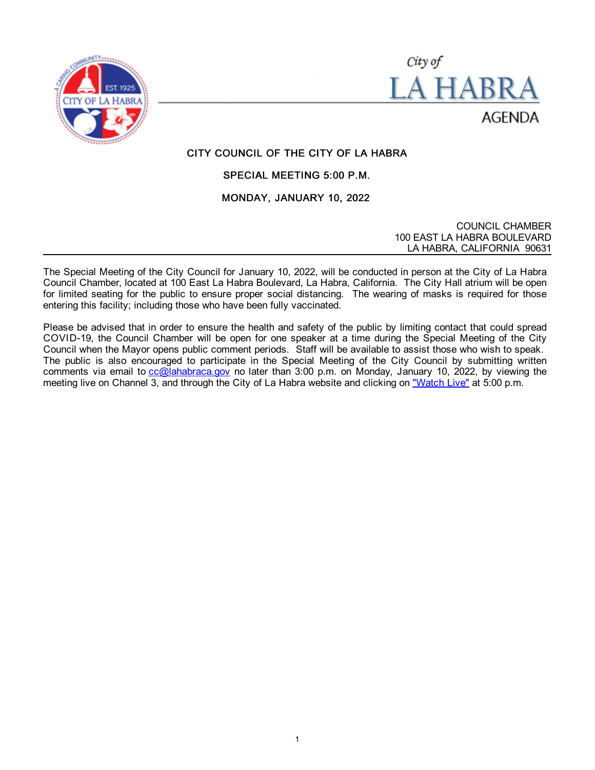City of

# LA HABRA

AGENDA

## CITY COUNCIL OF THE CITY OF LA HABRA

## SPECIAL MEETING 5:00 P.M.

## MONDAY, JANUARY 10, 2022

COUNCIL CHAMBER
100 EAST LA HABRA BOULEVARD
LA HABRA, CALIFORNIA 90631

---

The Special Meeting of the City Council for January 10, 2022, will be conducted in person at the City of La Habra Council Chamber, located at 100 East La Habra Boulevard, La Habra, California. The City Hall atrium will be open for limited seating for the public to ensure proper social distancing. The wearing of masks is required for those entering this facility; including those who have been fully vaccinated.

Please be advised that in order to ensure the health and safety of the public by limiting contact that could spread COVID-19, the Council Chamber will be open for one speaker at a time during the Special Meeting of the City Council when the Mayor opens public comment periods. Staff will be available to assist those who wish to speak. The public is also encouraged to participate in the Special Meeting of the City Council by submitting written comments via email to cc@lahabraca.gov no later than 3:00 p.m. on Monday, January 10, 2022, by viewing the meeting live on Channel 3, and through the City of La Habra website and clicking on "Watch Live" at 5:00 p.m.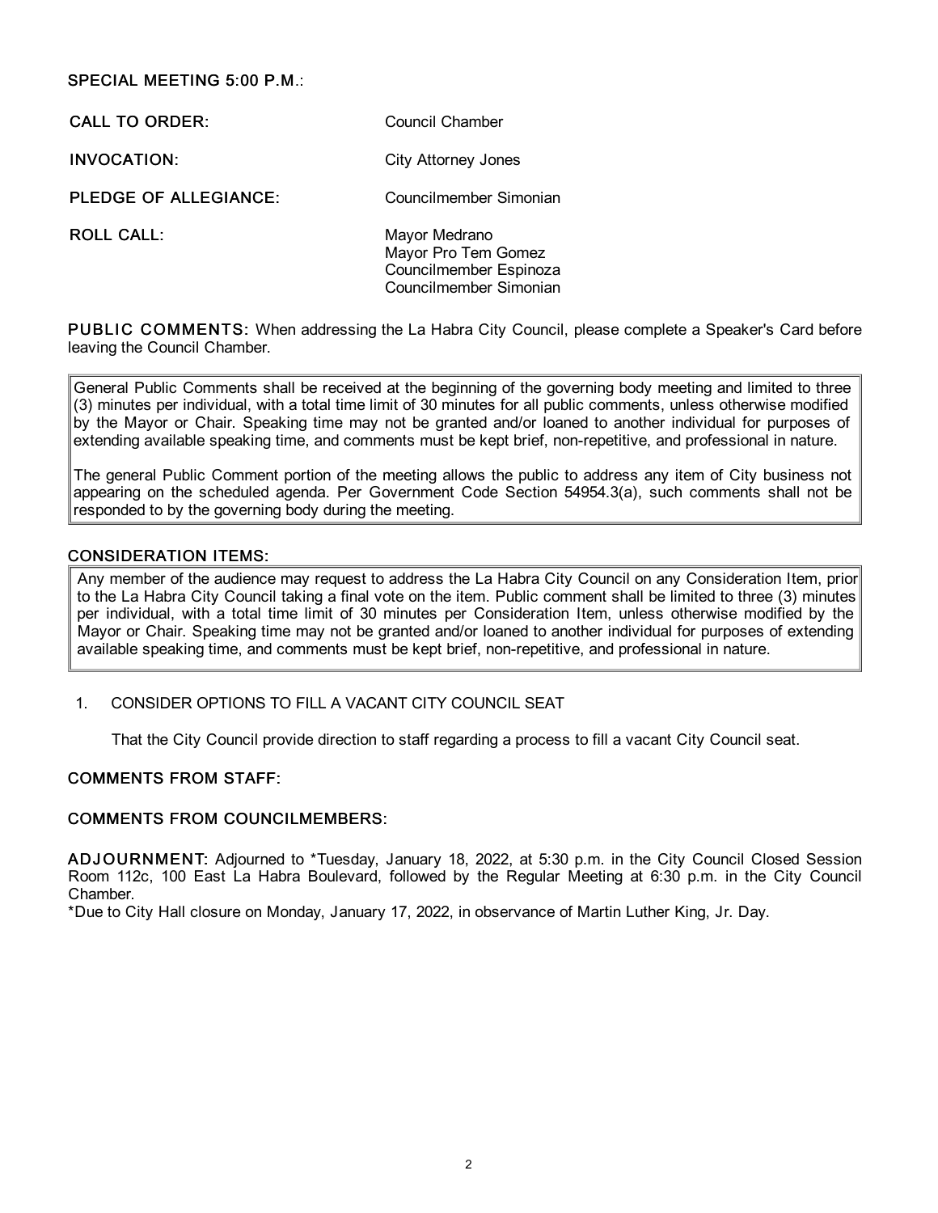**SPECIAL MEETING 5:00 P.M.:**

**CALL TO ORDER:** Council Chamber

**INVOCATION:** City Attorney Jones

**PLEDGE OF ALLEGIANCE:** Councilmember Simonian

**ROLL CALL:**
Mayor Medrano
Mayor Pro Tem Gomez
Councilmember Espinoza
Councilmember Simonian

**PUBLIC COMMENTS:** When addressing the La Habra City Council, please complete a Speaker's Card before leaving the Council Chamber.

> General Public Comments shall be received at the beginning of the governing body meeting and limited to three (3) minutes per individual, with a total time limit of 30 minutes for all public comments, unless otherwise modified by the Mayor or Chair. Speaking time may not be granted and/or loaned to another individual for purposes of extending available speaking time, and comments must be kept brief, non-repetitive, and professional in nature.
>
> The general Public Comment portion of the meeting allows the public to address any item of City business not appearing on the scheduled agenda. Per Government Code Section 54954.3(a), such comments shall not be responded to by the governing body during the meeting.

## CONSIDERATION ITEMS:

> Any member of the audience may request to address the La Habra City Council on any Consideration Item, prior to the La Habra City Council taking a final vote on the item. Public comment shall be limited to three (3) minutes per individual, with a total time limit of 30 minutes per Consideration Item, unless otherwise modified by the Mayor or Chair. Speaking time may not be granted and/or loaned to another individual for purposes of extending available speaking time, and comments must be kept brief, non-repetitive, and professional in nature.

1. CONSIDER OPTIONS TO FILL A VACANT CITY COUNCIL SEAT

   That the City Council provide direction to staff regarding a process to fill a vacant City Council seat.

## COMMENTS FROM STAFF:

## COMMENTS FROM COUNCILMEMBERS:

**ADJOURNMENT:** Adjourned to *Tuesday, January 18, 2022, at 5:30 p.m. in the City Council Closed Session Room 112c, 100 East La Habra Boulevard, followed by the Regular Meeting at 6:30 p.m. in the City Council Chamber.
*Due to City Hall closure on Monday, January 17, 2022, in observance of Martin Luther King, Jr. Day.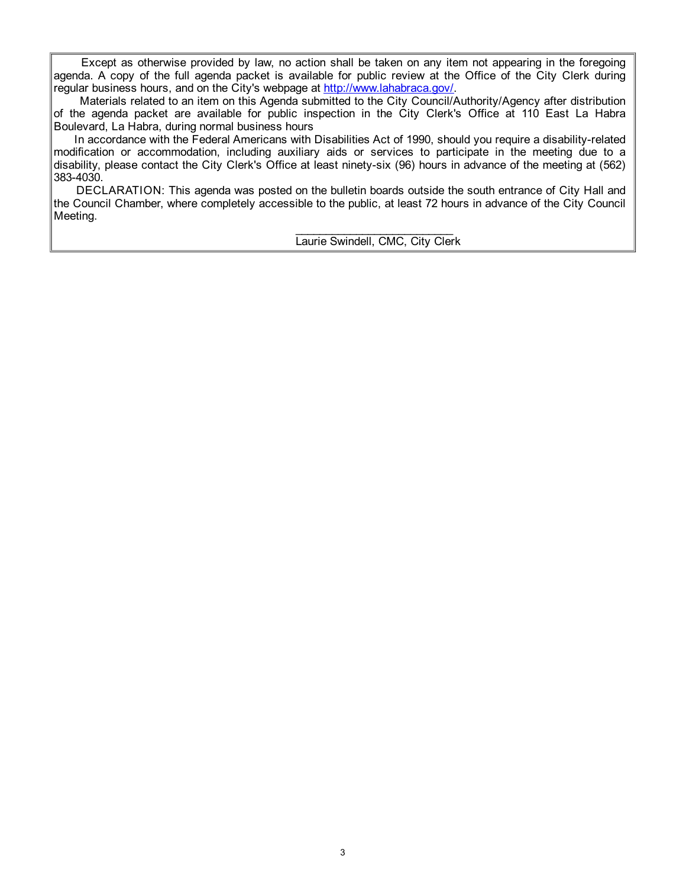Except as otherwise provided by law, no action shall be taken on any item not appearing in the foregoing agenda. A copy of the full agenda packet is available for public review at the Office of the City Clerk during regular business hours, and on the City's webpage at [http://www.lahabraca.gov/](http://www.lahabraca.gov/).

Materials related to an item on this Agenda submitted to the City Council/Authority/Agency after distribution of the agenda packet are available for public inspection in the City Clerk's Office at 110 East La Habra Boulevard, La Habra, during normal business hours

In accordance with the Federal Americans with Disabilities Act of 1990, should you require a disability-related modification or accommodation, including auxiliary aids or services to participate in the meeting due to a disability, please contact the City Clerk's Office at least ninety-six (96) hours in advance of the meeting at (562) 383-4030.

DECLARATION: This agenda was posted on the bulletin boards outside the south entrance of City Hall and the Council Chamber, where completely accessible to the public, at least 72 hours in advance of the City Council Meeting.

\_\_\_\_\_\_\_\_\_\_\_\_\_\_\_\_\_\_\_\_\_\_\_\_\_\_

Laurie Swindell, CMC, City Clerk